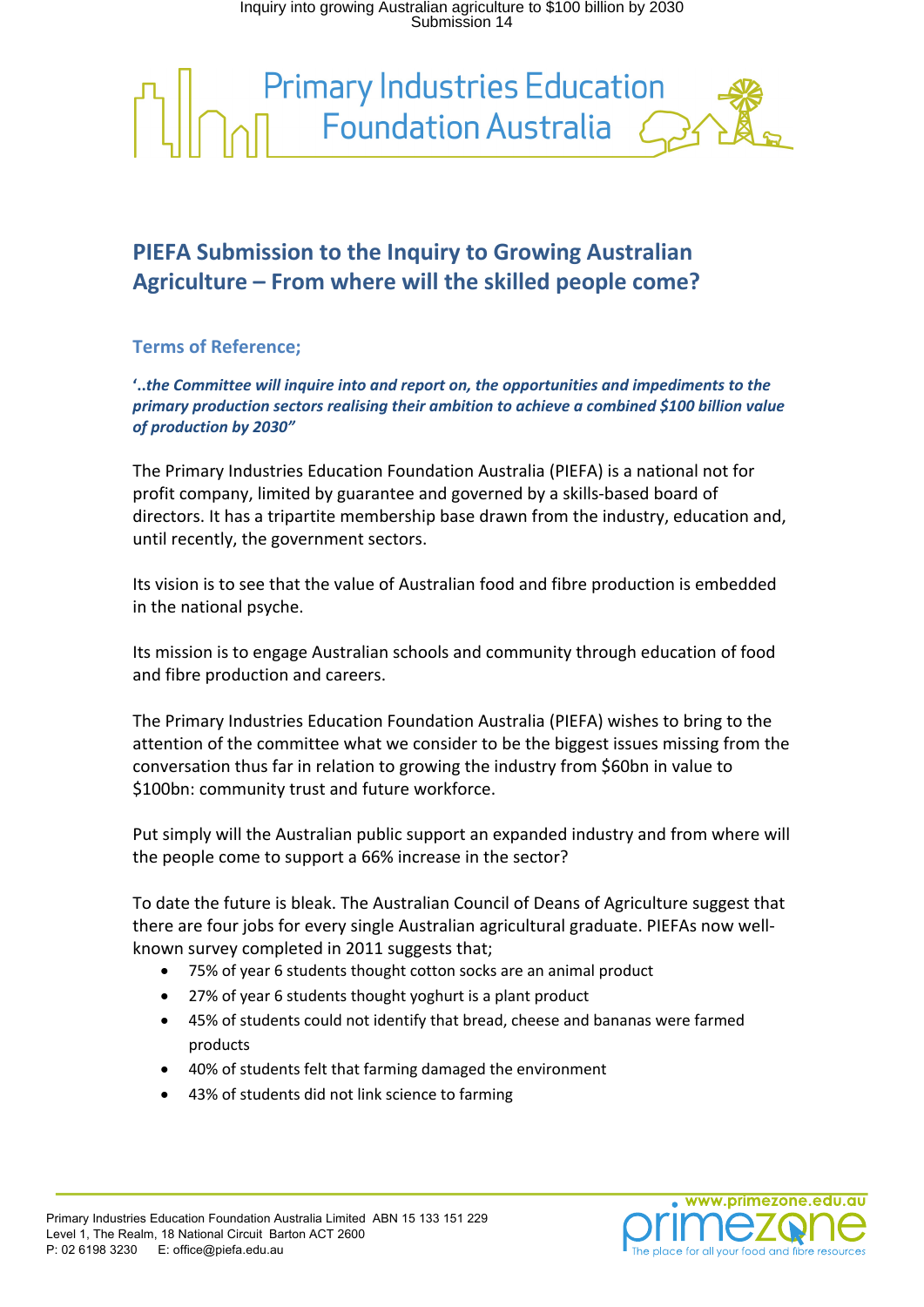# PIEFA Submission to the Inquiry to Growing Australian Agriculture – From where will the skilled people come?

## Terms of Reference;

***'..the Committee will inquire into and report on, the opportunities and impediments to the primary production sectors realising their ambition to achieve a combined $100 billion value of production by 2030"***

The Primary Industries Education Foundation Australia (PIEFA) is a national not for profit company, limited by guarantee and governed by a skills-based board of directors. It has a tripartite membership base drawn from the industry, education and, until recently, the government sectors.

Its vision is to see that the value of Australian food and fibre production is embedded in the national psyche.

Its mission is to engage Australian schools and community through education of food and fibre production and careers.

The Primary Industries Education Foundation Australia (PIEFA) wishes to bring to the attention of the committee what we consider to be the biggest issues missing from the conversation thus far in relation to growing the industry from $60bn in value to $100bn: community trust and future workforce.

Put simply will the Australian public support an expanded industry and from where will the people come to support a 66% increase in the sector?

To date the future is bleak. The Australian Council of Deans of Agriculture suggest that there are four jobs for every single Australian agricultural graduate. PIEFAs now well-known survey completed in 2011 suggests that;

- 75% of year 6 students thought cotton socks are an animal product
- 27% of year 6 students thought yoghurt is a plant product
- 45% of students could not identify that bread, cheese and bananas were farmed products
- 40% of students felt that farming damaged the environment
- 43% of students did not link science to farming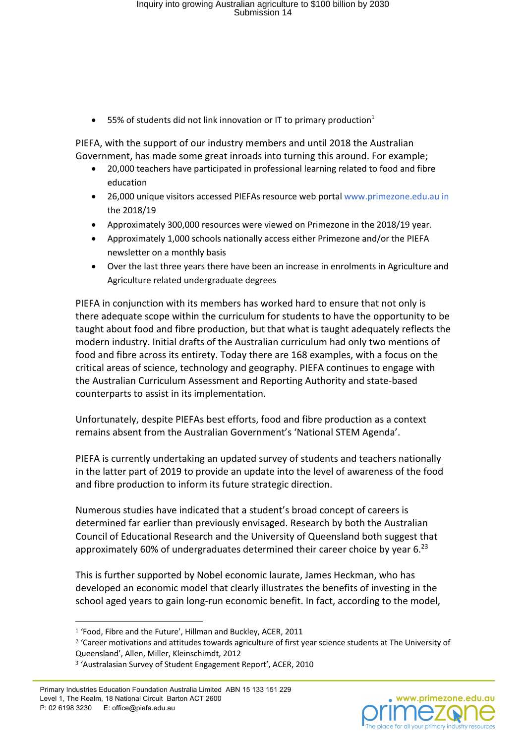- 55% of students did not link innovation or IT to primary production[1]

PIEFA, with the support of our industry members and until 2018 the Australian Government, has made some great inroads into turning this around. For example;

- 20,000 teachers have participated in professional learning related to food and fibre education
- 26,000 unique visitors accessed PIEFAs resource web portal www.primezone.edu.au in the 2018/19
- Approximately 300,000 resources were viewed on Primezone in the 2018/19 year.
- Approximately 1,000 schools nationally access either Primezone and/or the PIEFA newsletter on a monthly basis
- Over the last three years there have been an increase in enrolments in Agriculture and Agriculture related undergraduate degrees

PIEFA in conjunction with its members has worked hard to ensure that not only is there adequate scope within the curriculum for students to have the opportunity to be taught about food and fibre production, but that what is taught adequately reflects the modern industry. Initial drafts of the Australian curriculum had only two mentions of food and fibre across its entirety. Today there are 168 examples, with a focus on the critical areas of science, technology and geography. PIEFA continues to engage with the Australian Curriculum Assessment and Reporting Authority and state-based counterparts to assist in its implementation.

Unfortunately, despite PIEFAs best efforts, food and fibre production as a context remains absent from the Australian Government's 'National STEM Agenda'.

PIEFA is currently undertaking an updated survey of students and teachers nationally in the latter part of 2019 to provide an update into the level of awareness of the food and fibre production to inform its future strategic direction.

Numerous studies have indicated that a student's broad concept of careers is determined far earlier than previously envisaged. Research by both the Australian Council of Educational Research and the University of Queensland both suggest that approximately 60% of undergraduates determined their career choice by year 6.[2][3]

This is further supported by Nobel economic laurate, James Heckman, who has developed an economic model that clearly illustrates the benefits of investing in the school aged years to gain long-run economic benefit. In fact, according to the model,

---

[1] 'Food, Fibre and the Future', Hillman and Buckley, ACER, 2011

[2] 'Career motivations and attitudes towards agriculture of first year science students at The University of Queensland', Allen, Miller, Kleinschimdt, 2012

[3] 'Australasian Survey of Student Engagement Report', ACER, 2010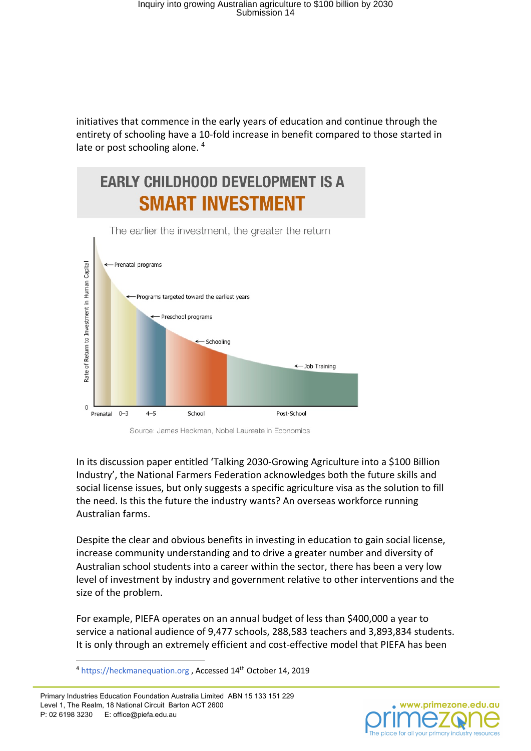initiatives that commence in the early years of education and continue through the entirety of schooling have a 10-fold increase in benefit compared to those started in late or post schooling alone. [4]

EARLY CHILDHOOD DEVELOPMENT IS A SMART INVESTMENT

The earlier the investment, the greater the return

Source: James Heckman, Nobel Laureate in Economics

In its discussion paper entitled 'Talking 2030-Growing Agriculture into a $100 Billion Industry', the National Farmers Federation acknowledges both the future skills and social license issues, but only suggests a specific agriculture visa as the solution to fill the need. Is this the future the industry wants? An overseas workforce running Australian farms.

Despite the clear and obvious benefits in investing in education to gain social license, increase community understanding and to drive a greater number and diversity of Australian school students into a career within the sector, there has been a very low level of investment by industry and government relative to other interventions and the size of the problem.

For example, PIEFA operates on an annual budget of less than $400,000 a year to service a national audience of 9,477 schools, 288,583 teachers and 3,893,834 students. It is only through an extremely efficient and cost-effective model that PIEFA has been

[4] https://heckmanequation.org , Accessed 14th October 14, 2019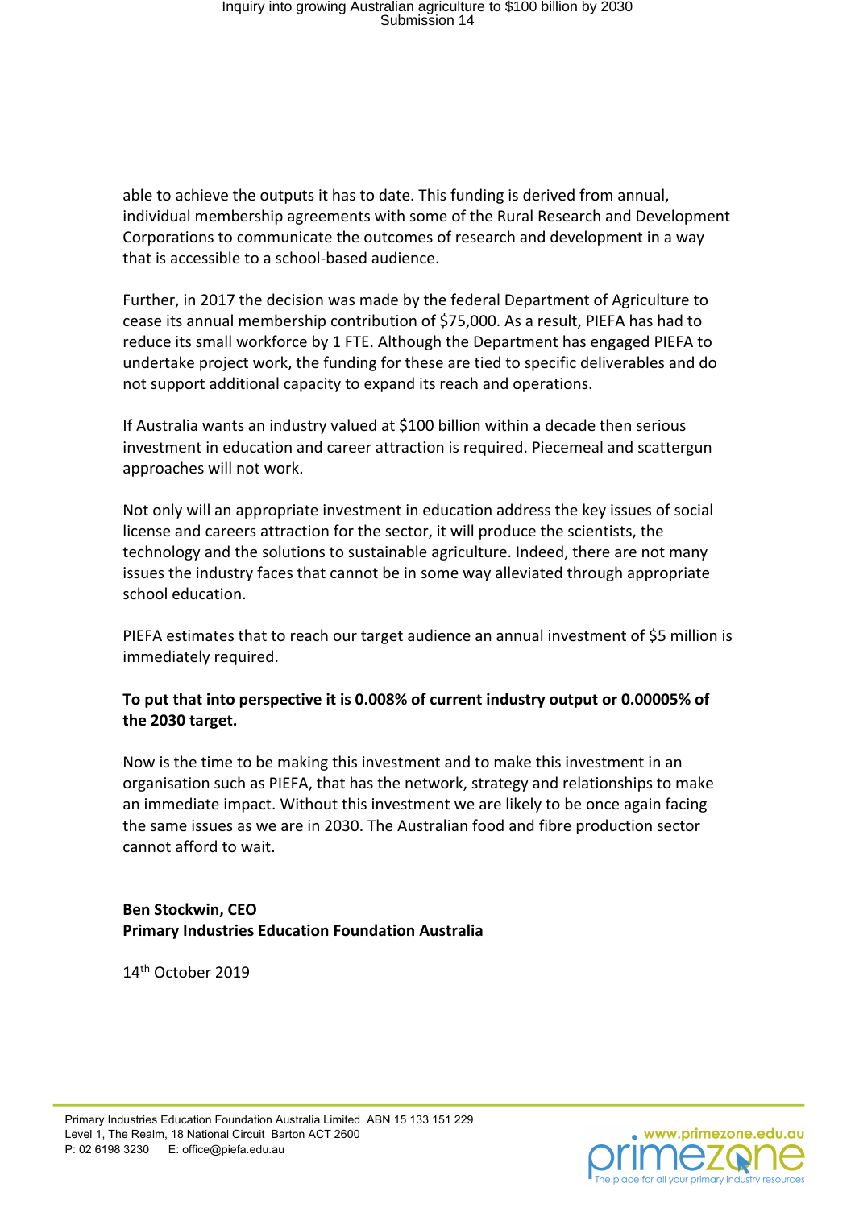able to achieve the outputs it has to date. This funding is derived from annual, individual membership agreements with some of the Rural Research and Development Corporations to communicate the outcomes of research and development in a way that is accessible to a school-based audience.

Further, in 2017 the decision was made by the federal Department of Agriculture to cease its annual membership contribution of $75,000. As a result, PIEFA has had to reduce its small workforce by 1 FTE. Although the Department has engaged PIEFA to undertake project work, the funding for these are tied to specific deliverables and do not support additional capacity to expand its reach and operations.

If Australia wants an industry valued at $100 billion within a decade then serious investment in education and career attraction is required. Piecemeal and scattergun approaches will not work.

Not only will an appropriate investment in education address the key issues of social license and careers attraction for the sector, it will produce the scientists, the technology and the solutions to sustainable agriculture. Indeed, there are not many issues the industry faces that cannot be in some way alleviated through appropriate school education.

PIEFA estimates that to reach our target audience an annual investment of $5 million is immediately required.

**To put that into perspective it is 0.008% of current industry output or 0.00005% of the 2030 target.**

Now is the time to be making this investment and to make this investment in an organisation such as PIEFA, that has the network, strategy and relationships to make an immediate impact. Without this investment we are likely to be once again facing the same issues as we are in 2030. The Australian food and fibre production sector cannot afford to wait.

**Ben Stockwin, CEO**
**Primary Industries Education Foundation Australia**

14th October 2019

Primary Industries Education Foundation Australia Limited ABN 15 133 151 229
Level 1, The Realm, 18 National Circuit Barton ACT 2600
P: 02 6198 3230 E: office@piefa.edu.au

www.primezone.edu.au
primezone
The place for all your primary industry resources